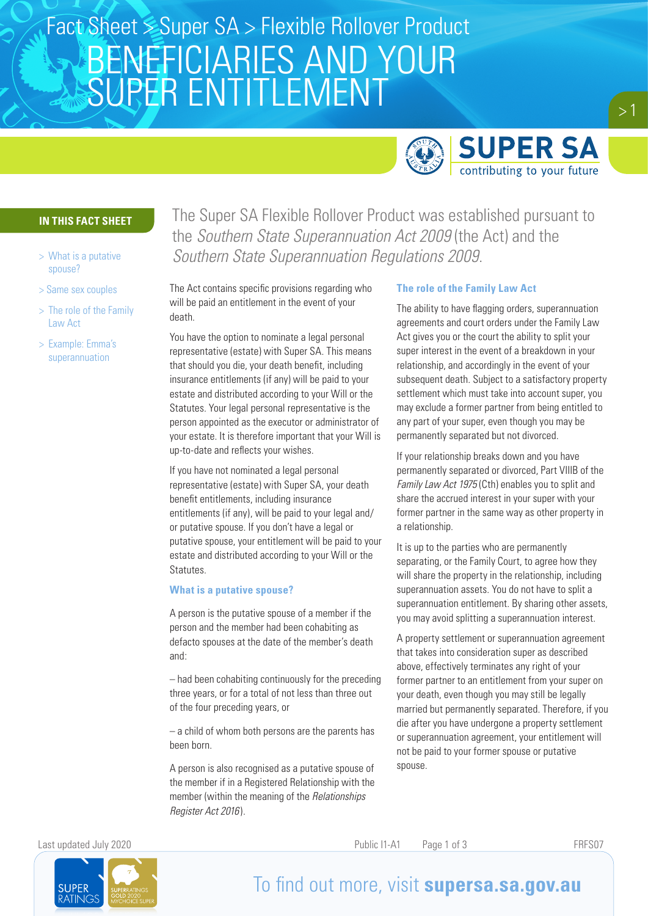Fact Sheet > Super SA > Flexible Rollover Product

# BENEFICIARIES AND YOUR SUPER ENTITLEMENT

**IN THIS FACT SHEET**

- What is a putative spouse?
- Same sex couples
- The role of the Family Law Act
- Example: Emma's superannuation

The Super SA Flexible Rollover Product was established pursuant to the *Southern State Superannuation Act 2009* (the Act) and the *Southern State Superannuation Regulations 2009*.

The Act contains specific provisions regarding who will be paid an entitlement in the event of your death.

You have the option to nominate a legal personal representative (estate) with Super SA. This means that should you die, your death benefit, including insurance entitlements (if any) will be paid to your estate and distributed according to your Will or the Statutes. Your legal personal representative is the person appointed as the executor or administrator of your estate. It is therefore important that your Will is up-to-date and reflects your wishes.

If you have not nominated a legal personal representative (estate) with Super SA, your death benefit entitlements, including insurance entitlements (if any), will be paid to your legal and/or putative spouse. If you don't have a legal or putative spouse, your entitlement will be paid to your estate and distributed according to your Will or the Statutes.

## What is a putative spouse?

A person is the putative spouse of a member if the person and the member had been cohabiting as defacto spouses at the date of the member's death and:

– had been cohabiting continuously for the preceding three years, or for a total of not less than three out of the four preceding years, or

– a child of whom both persons are the parents has been born.

A person is also recognised as a putative spouse of the member if in a Registered Relationship with the member (within the meaning of the *Relationships Register Act 2016*).

## The role of the Family Law Act

The ability to have flagging orders, superannuation agreements and court orders under the Family Law Act gives you or the court the ability to split your super interest in the event of a breakdown in your relationship, and accordingly in the event of your subsequent death. Subject to a satisfactory property settlement which must take into account super, you may exclude a former partner from being entitled to any part of your super, even though you may be permanently separated but not divorced.

If your relationship breaks down and you have permanently separated or divorced, Part VIIIB of the *Family Law Act 1975* (Cth) enables you to split and share the accrued interest in your super with your former partner in the same way as other property in a relationship.

It is up to the parties who are permanently separating, or the Family Court, to agree how they will share the property in the relationship, including superannuation assets. You do not have to split a superannuation entitlement. By sharing other assets, you may avoid splitting a superannuation interest.

A property settlement or superannuation agreement that takes into consideration super as described above, effectively terminates any right of your former partner to an entitlement from your super on your death, even though you may still be legally married but permanently separated. Therefore, if you die after you have undergone a property settlement or superannuation agreement, your entitlement will not be paid to your former spouse or putative spouse.

Last updated July 2020 Public I1-A1 FRFS07

To find out more, visit **supersa.sa.gov.au**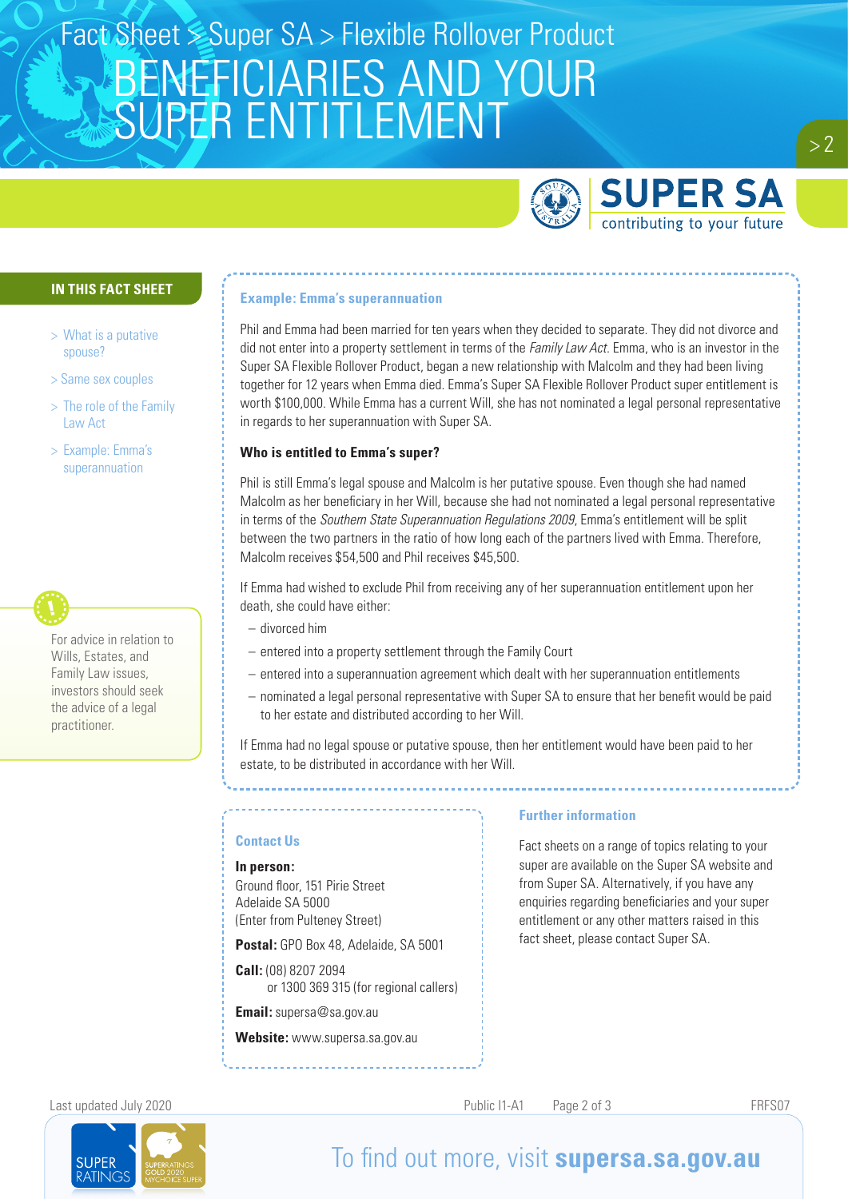# BENEFICIARIES AND YOUR SUPER ENTITLEMENT

Fact Sheet > Super SA > Flexible Rollover Product

## IN THIS FACT SHEET

- > What is a putative spouse?
- > Same sex couples
- > The role of the Family Law Act
- > Example: Emma's superannuation

For advice in relation to Wills, Estates, and Family Law issues, investors should seek the advice of a legal practitioner.

### Example: Emma's superannuation

Phil and Emma had been married for ten years when they decided to separate. They did not divorce and did not enter into a property settlement in terms of the *Family Law Act*. Emma, who is an investor in the Super SA Flexible Rollover Product, began a new relationship with Malcolm and they had been living together for 12 years when Emma died. Emma's Super SA Flexible Rollover Product super entitlement is worth $100,000. While Emma has a current Will, she has not nominated a legal personal representative in regards to her superannuation with Super SA.

**Who is entitled to Emma's super?**

Phil is still Emma's legal spouse and Malcolm is her putative spouse. Even though she had named Malcolm as her beneficiary in her Will, because she had not nominated a legal personal representative in terms of the *Southern State Superannuation Regulations 2009*, Emma's entitlement will be split between the two partners in the ratio of how long each of the partners lived with Emma. Therefore, Malcolm receives $54,500 and Phil receives $45,500.

If Emma had wished to exclude Phil from receiving any of her superannuation entitlement upon her death, she could have either:

- divorced him
- entered into a property settlement through the Family Court
- entered into a superannuation agreement which dealt with her superannuation entitlements
- nominated a legal personal representative with Super SA to ensure that her benefit would be paid to her estate and distributed according to her Will.

If Emma had no legal spouse or putative spouse, then her entitlement would have been paid to her estate, to be distributed in accordance with her Will.

### Contact Us

**In person:**
Ground floor, 151 Pirie Street
Adelaide SA 5000
(Enter from Pulteney Street)

**Postal:** GPO Box 48, Adelaide, SA 5001

**Call:** (08) 8207 2094
or 1300 369 315 (for regional callers)

**Email:** supersa@sa.gov.au

**Website:** www.supersa.sa.gov.au

### Further information

Fact sheets on a range of topics relating to your super are available on the Super SA website and from Super SA. Alternatively, if you have any enquiries regarding beneficiaries and your super entitlement or any other matters raised in this fact sheet, please contact Super SA.

Last updated July 2020 Public I1-A1 FRFS07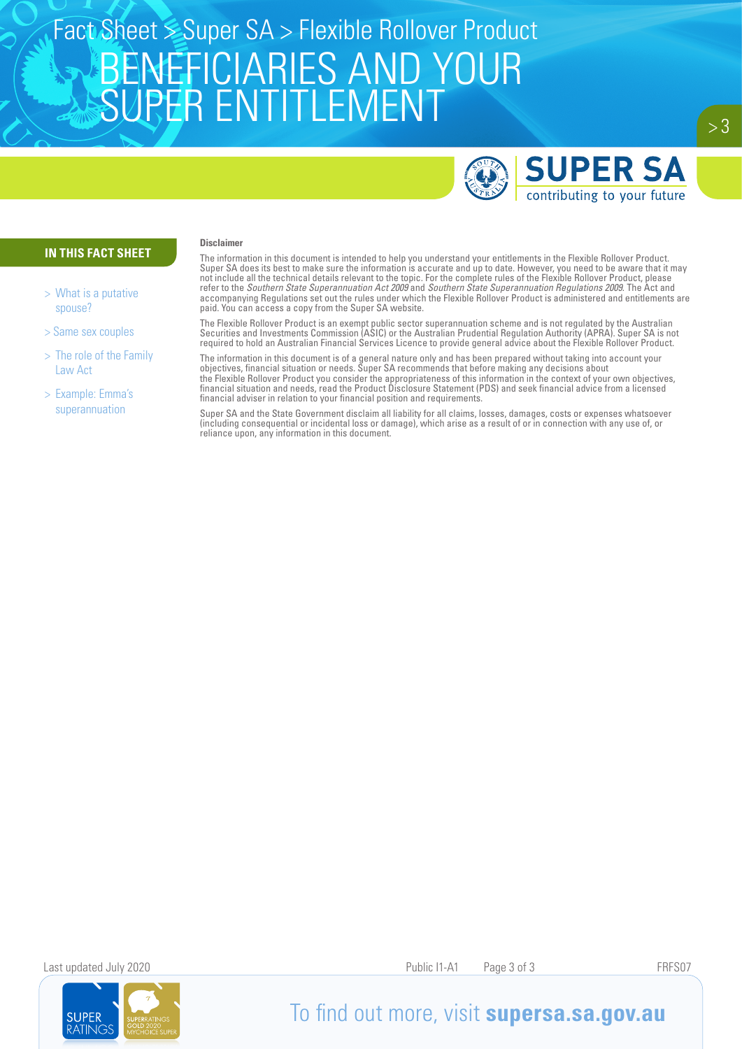# Fact Sheet > Super SA > Flexible Rollover Product

# BENEFICIARIES AND YOUR SUPER ENTITLEMENT

SUPER SA
contributing to your future

## IN THIS FACT SHEET

- > What is a putative spouse?
- > Same sex couples
- > The role of the Family Law Act
- > Example: Emma's superannuation

**Disclaimer**

The information in this document is intended to help you understand your entitlements in the Flexible Rollover Product. Super SA does its best to make sure the information is accurate and up to date. However, you need to be aware that it may not include all the technical details relevant to the topic. For the complete rules of the Flexible Rollover Product, please refer to the *Southern State Superannuation Act 2009* and *Southern State Superannuation Regulations 2009*. The Act and accompanying Regulations set out the rules under which the Flexible Rollover Product is administered and entitlements are paid. You can access a copy from the Super SA website.

The Flexible Rollover Product is an exempt public sector superannuation scheme and is not regulated by the Australian Securities and Investments Commission (ASIC) or the Australian Prudential Regulation Authority (APRA). Super SA is not required to hold an Australian Financial Services Licence to provide general advice about the Flexible Rollover Product.

The information in this document is of a general nature only and has been prepared without taking into account your objectives, financial situation or needs. Super SA recommends that before making any decisions about the Flexible Rollover Product you consider the appropriateness of this information in the context of your own objectives, financial situation and needs, read the Product Disclosure Statement (PDS) and seek financial advice from a licensed financial adviser in relation to your financial position and requirements.

Super SA and the State Government disclaim all liability for all claims, losses, damages, costs or expenses whatsoever (including consequential or incidental loss or damage), which arise as a result of or in connection with any use of, or reliance upon, any information in this document.

Last updated July 2020 | Public I1-A1 | FRFS07

To find out more, visit **supersa.sa.gov.au**